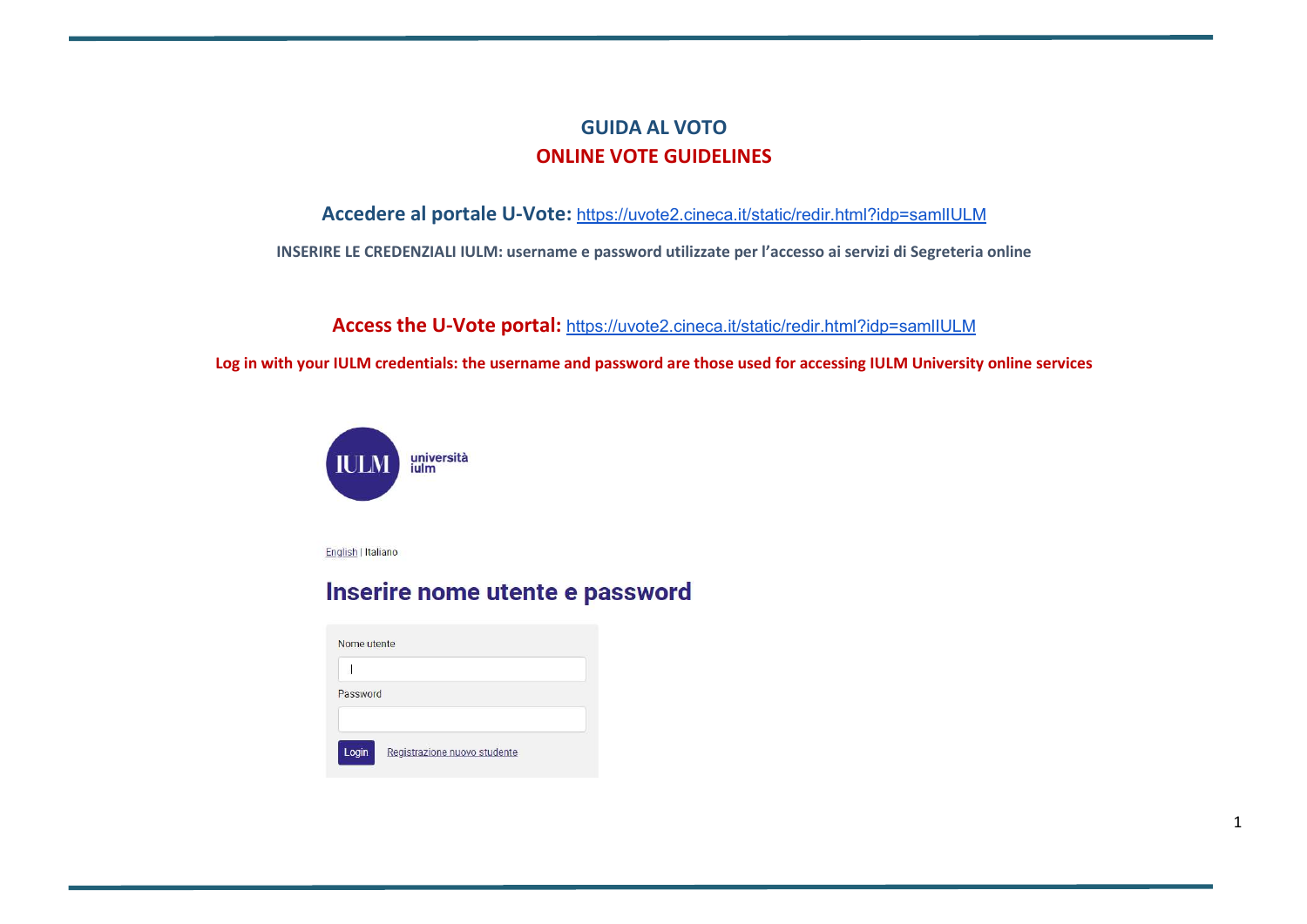# GUIDA AL VOTO
# ONLINE VOTE GUIDELINES

**Accedere al portale U-Vote:** https://uvote2.cineca.it/static/redir.html?idp=samlIULM

**INSERIRE LE CREDENZIALI IULM: username e password utilizzate per l'accesso ai servizi di Segreteria online**

**Access the U-Vote portal:** https://uvote2.cineca.it/static/redir.html?idp=samlIULM

**Log in with your IULM credentials: the username and password are those used for accessing IULM University online services**

IULM università iulm

English | Italiano

## Inserire nome utente e password

Nome utente

Password

Login Registrazione nuovo studente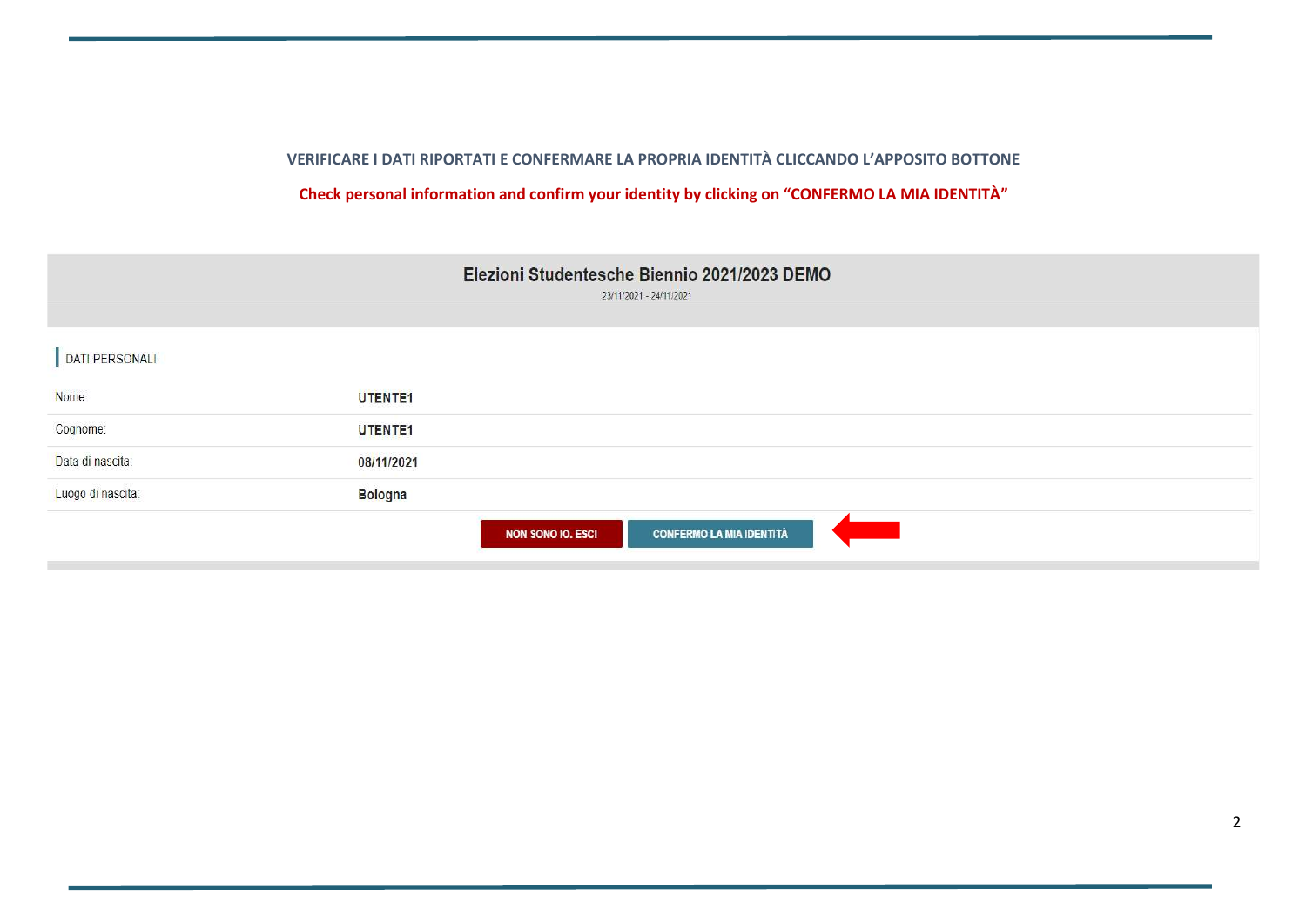**VERIFICARE I DATI RIPORTATI E CONFERMARE LA PROPRIA IDENTITÀ CLICCANDO L'APPOSITO BOTTONE**

**Check personal information and confirm your identity by clicking on "CONFERMO LA MIA IDENTITÀ"**

## Elezioni Studentesche Biennio 2021/2023 DEMO

23/11/2021 - 24/11/2021

DATI PERSONALI

| | |
|---|---|
| Nome: | UTENTE1 |
| Cognome: | UTENTE1 |
| Data di nascita: | 08/11/2021 |
| Luogo di nascita: | Bologna |

NON SONO IO. ESCI | CONFERMO LA MIA IDENTITÀ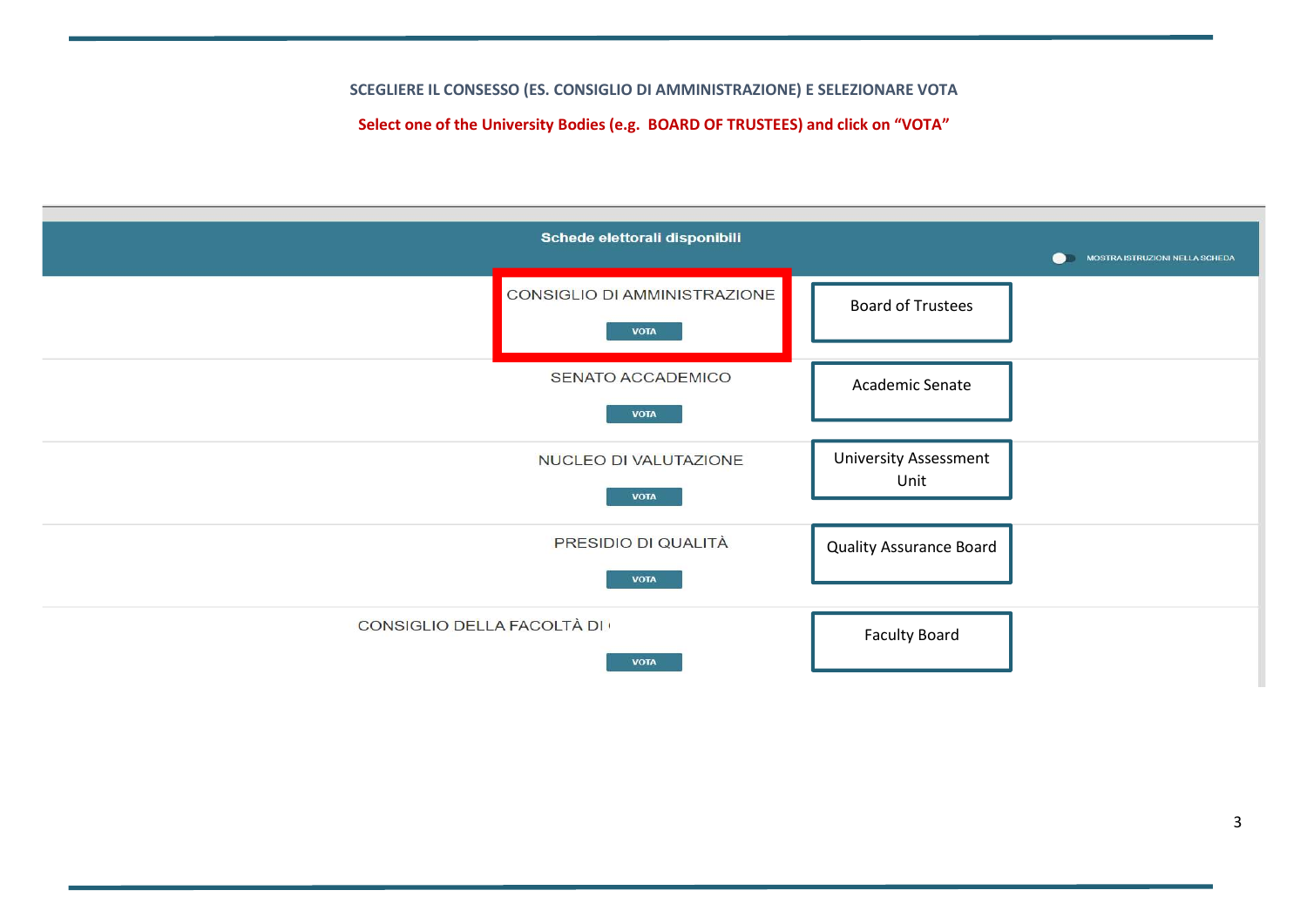**SCEGLIERE IL CONSESSO (ES. CONSIGLIO DI AMMINISTRAZIONE) E SELEZIONARE VOTA**

**Select one of the University Bodies (e.g. BOARD OF TRUSTEES) and click on "VOTA"**

**Schede elettorali disponibili**

MOSTRA ISTRUZIONI NELLA SCHEDA

| Organo | |
|---|---|
| CONSIGLIO DI AMMINISTRAZIONE<br>VOTA | Board of Trustees |
| SENATO ACCADEMICO<br>VOTA | Academic Senate |
| NUCLEO DI VALUTAZIONE<br>VOTA | University Assessment Unit |
| PRESIDIO DI QUALITÀ<br>VOTA | Quality Assurance Board |
| CONSIGLIO DELLA FACOLTÀ DI<br>VOTA | Faculty Board |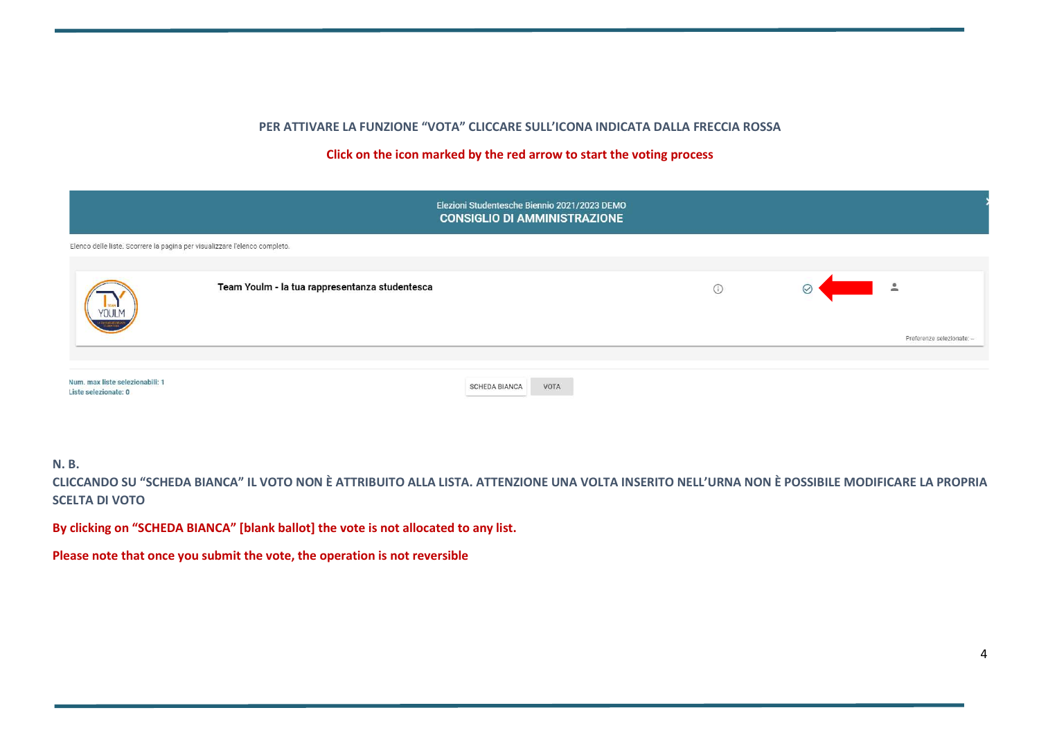**PER ATTIVARE LA FUNZIONE "VOTA" CLICCARE SULL'ICONA INDICATA DALLA FRECCIA ROSSA**

**Click on the icon marked by the red arrow to start the voting process**

Elezioni Studentesche Biennio 2021/2023 DEMO

**CONSIGLIO DI AMMINISTRAZIONE**

Elenco delle liste. Scorrere la pagina per visualizzare l'elenco completo.

**Team Youlm - la tua rappresentanza studentesca**

Preferenze selezionate: –

Num. max liste selezionabili: 1
Liste selezionate: 0

SCHEDA BIANCA VOTA

**N. B.**

**CLICCANDO SU "SCHEDA BIANCA" IL VOTO NON È ATTRIBUITO ALLA LISTA. ATTENZIONE UNA VOLTA INSERITO NELL'URNA NON È POSSIBILE MODIFICARE LA PROPRIA SCELTA DI VOTO**

**By clicking on "SCHEDA BIANCA" [blank ballot] the vote is not allocated to any list.**

**Please note that once you submit the vote, the operation is not reversible**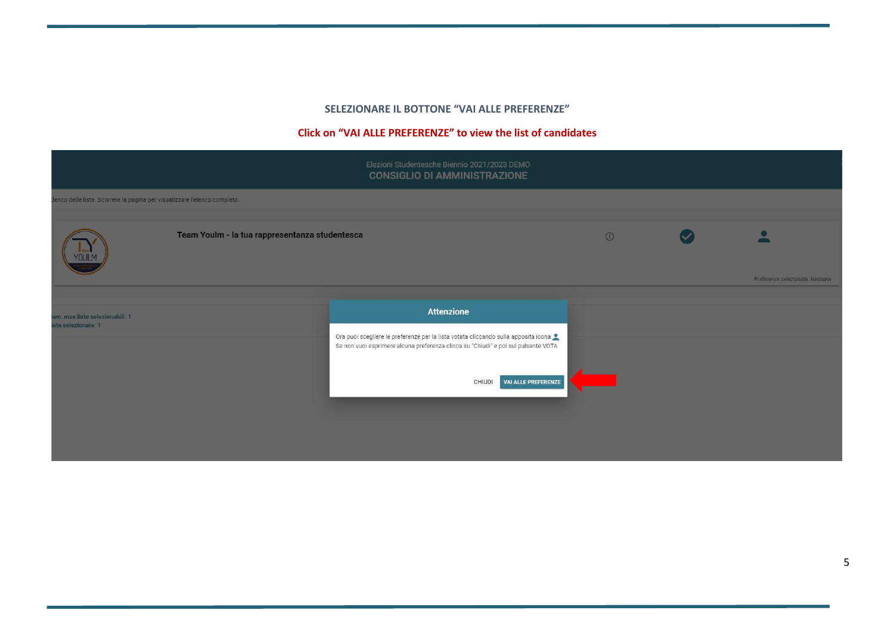**SELEZIONARE IL BOTTONE "VAI ALLE PREFERENZE"**

**Click on "VAI ALLE PREFERENZE" to view the list of candidates**

Elezioni Studentesche Biennio 2021/2023 DEMO

CONSIGLIO DI AMMINISTRAZIONE

lenco delle liste. Scorrere la pagina per visualizzare l'elenco completo.

Team Youlm - la tua rappresentanza studentesca

Preferenze selezionate: Nessuna

um. max liste selezionabili: 1
iste selezionate: 1

**Attenzione**

Ora puoi scegliere le preferenze per la lista votata cliccando sulla apposita icona
Se non vuoi esprimere alcuna preferenza clicca su "Chiudi" e poi sul pulsante VOTA

CHIUDI | VAI ALLE PREFERENZE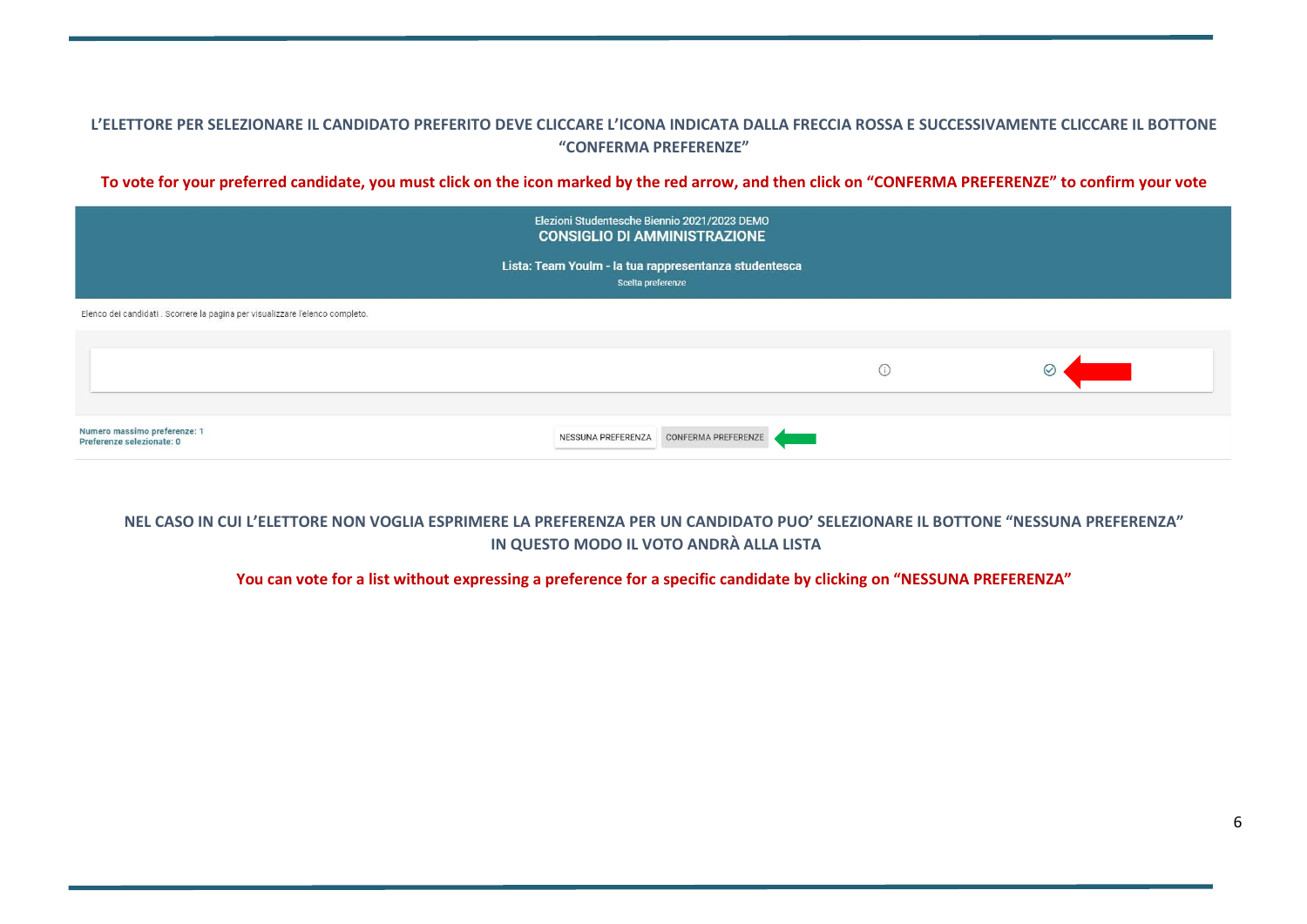**L'ELETTORE PER SELEZIONARE IL CANDIDATO PREFERITO DEVE CLICCARE L'ICONA INDICATA DALLA FRECCIA ROSSA E SUCCESSIVAMENTE CLICCARE IL BOTTONE "CONFERMA PREFERENZE"**

**To vote for your preferred candidate, you must click on the icon marked by the red arrow, and then click on "CONFERMA PREFERENZE" to confirm your vote**

Elezioni Studentesche Biennio 2021/2023 DEMO

CONSIGLIO DI AMMINISTRAZIONE

Lista: Team YouIm - la tua rappresentanza studentesca

Scelta preferenze

Elenco dei candidati . Scorrere la pagina per visualizzare l'elenco completo.

Numero massimo preferenze: 1
Preferenze selezionate: 0

NESSUNA PREFERENZA CONFERMA PREFERENZE

**NEL CASO IN CUI L'ELETTORE NON VOGLIA ESPRIMERE LA PREFERENZA PER UN CANDIDATO PUO' SELEZIONARE IL BOTTONE "NESSUNA PREFERENZA" IN QUESTO MODO IL VOTO ANDRÀ ALLA LISTA**

**You can vote for a list without expressing a preference for a specific candidate by clicking on "NESSUNA PREFERENZA"**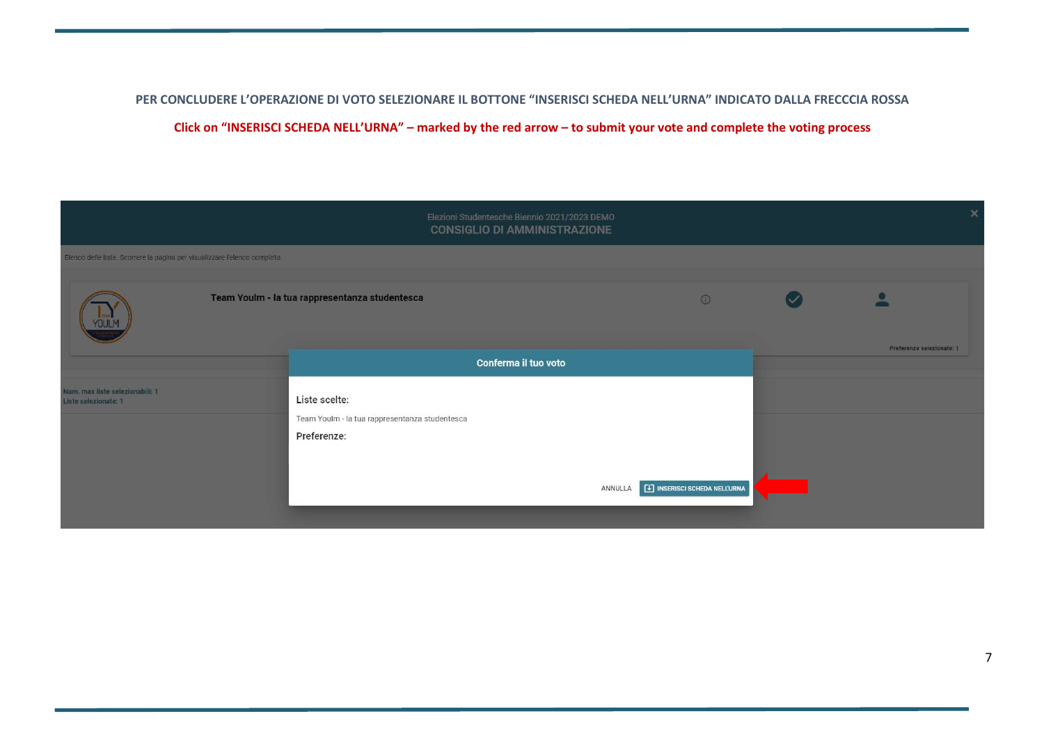**PER CONCLUDERE L'OPERAZIONE DI VOTO SELEZIONARE IL BOTTONE "INSERISCI SCHEDA NELL'URNA" INDICATO DALLA FRECCCIA ROSSA**

**Click on "INSERISCI SCHEDA NELL'URNA" – marked by the red arrow – to submit your vote and complete the voting process**

Elezioni Studentesche Biennio 2021/2023 DEMO

CONSIGLIO DI AMMINISTRAZIONE

Elenco delle liste. Scorrere la pagina per visualizzare l'elenco completo.

Team Youlm - la tua rappresentanza studentesca

Preferenze selezionate: 1

Num. max liste selezionabili: 1
Liste selezionate: 1

Conferma il tuo voto

Liste scelte:

Team Youlm - la tua rappresentanza studentesca

Preferenze:

ANNULLA | INSERISCI SCHEDA NELL'URNA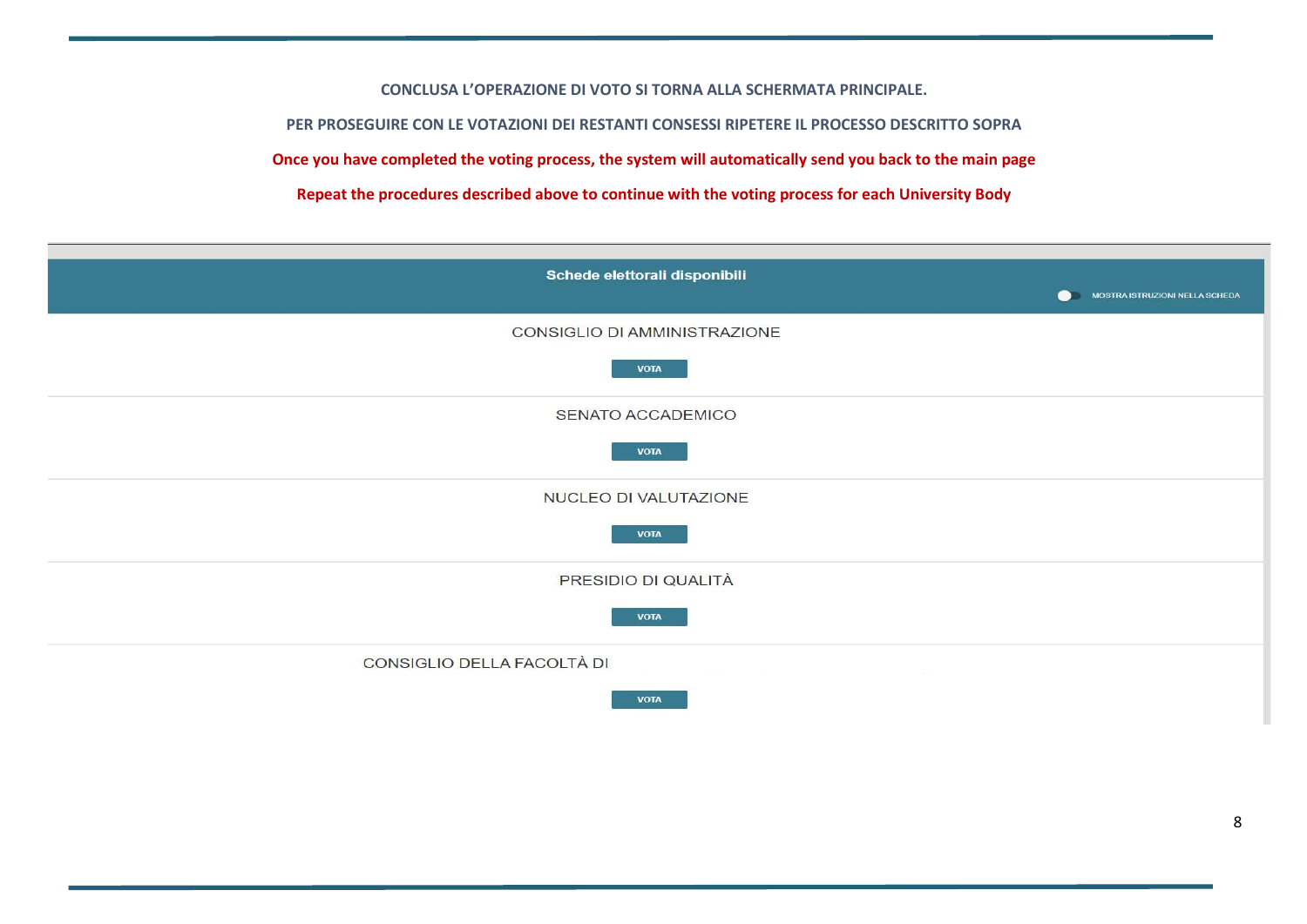**CONCLUSA L'OPERAZIONE DI VOTO SI TORNA ALLA SCHERMATA PRINCIPALE.**

**PER PROSEGUIRE CON LE VOTAZIONI DEI RESTANTI CONSESSI RIPETERE IL PROCESSO DESCRITTO SOPRA**

**Once you have completed the voting process, the system will automatically send you back to the main page**

**Repeat the procedures described above to continue with the voting process for each University Body**

**Schede elettorali disponibili**

MOSTRA ISTRUZIONI NELLA SCHEDA

CONSIGLIO DI AMMINISTRAZIONE

VOTA

SENATO ACCADEMICO

VOTA

NUCLEO DI VALUTAZIONE

VOTA

PRESIDIO DI QUALITÀ

VOTA

CONSIGLIO DELLA FACOLTÀ DI

VOTA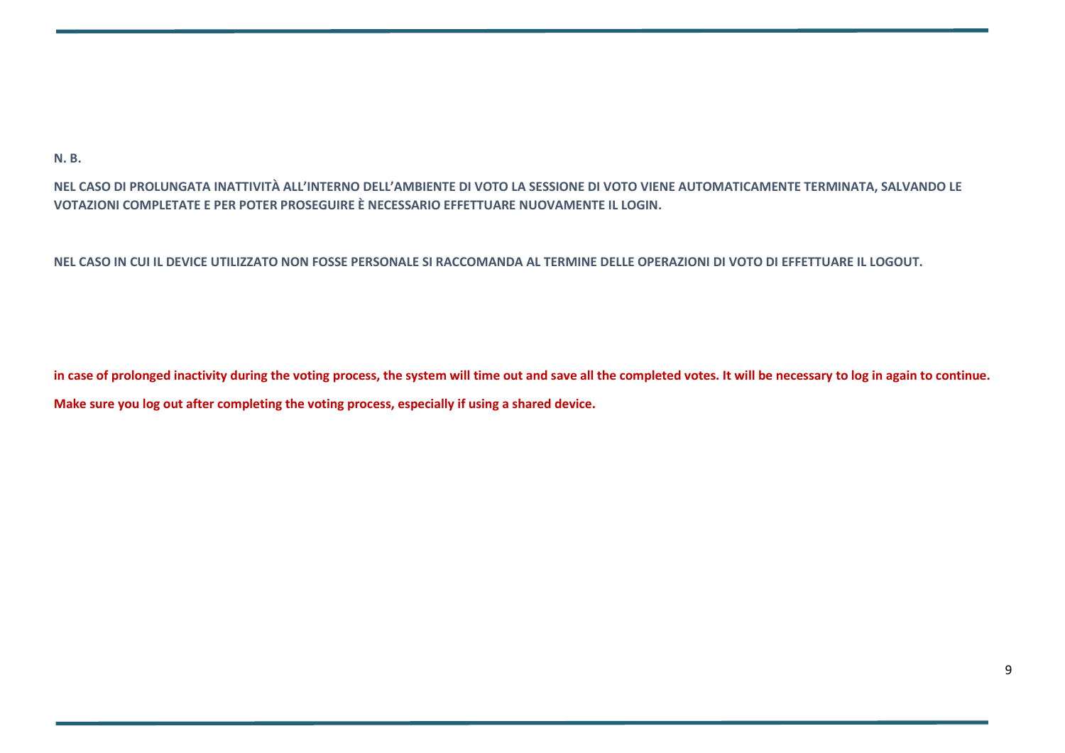**N. B.**

**NEL CASO DI PROLUNGATA INATTIVITÀ ALL'INTERNO DELL'AMBIENTE DI VOTO LA SESSIONE DI VOTO VIENE AUTOMATICAMENTE TERMINATA, SALVANDO LE VOTAZIONI COMPLETATE E PER POTER PROSEGUIRE È NECESSARIO EFFETTUARE NUOVAMENTE IL LOGIN.**

**NEL CASO IN CUI IL DEVICE UTILIZZATO NON FOSSE PERSONALE SI RACCOMANDA AL TERMINE DELLE OPERAZIONI DI VOTO DI EFFETTUARE IL LOGOUT.**

**in case of prolonged inactivity during the voting process, the system will time out and save all the completed votes. It will be necessary to log in again to continue.**

**Make sure you log out after completing the voting process, especially if using a shared device.**